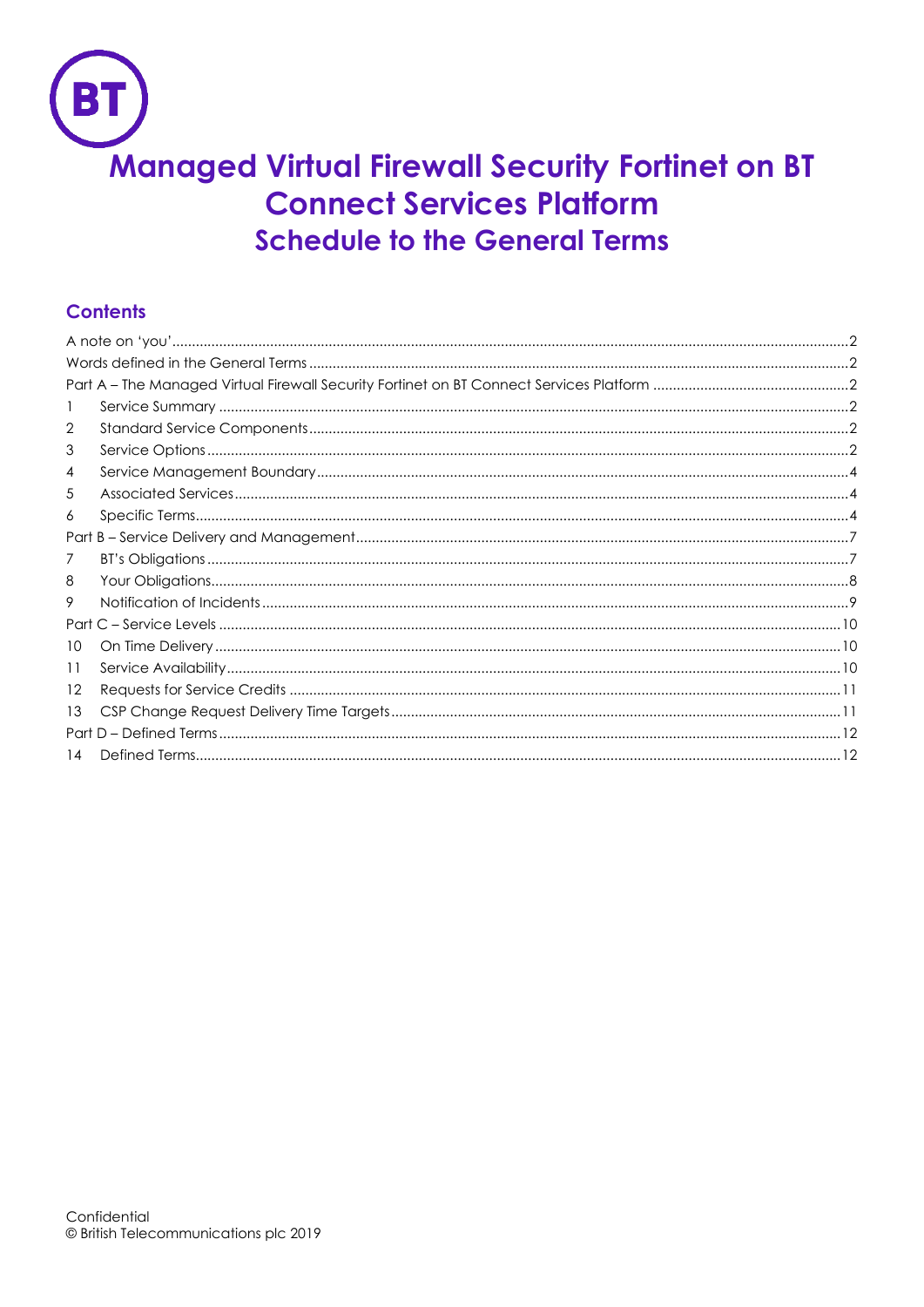# Managed Virtual Firewall Security Fortinet on BT Connect Services Platform

## Schedule to the General Terms

### Contents

A note on 'you' ... 2
Words defined in the General Terms ... 2
Part A – The Managed Virtual Firewall Security Fortinet on BT Connect Services Platform ... 2
1 Service Summary ... 2
2 Standard Service Components ... 2
3 Service Options ... 2
4 Service Management Boundary ... 4
5 Associated Services ... 4
6 Specific Terms ... 4
Part B – Service Delivery and Management ... 7
7 BT's Obligations ... 7
8 Your Obligations ... 8
9 Notification of Incidents ... 9
Part C – Service Levels ... 10
10 On Time Delivery ... 10
11 Service Availability ... 10
12 Requests for Service Credits ... 11
13 CSP Change Request Delivery Time Targets ... 11
Part D – Defined Terms ... 12
14 Defined Terms ... 12

Confidential
© British Telecommunications plc 2019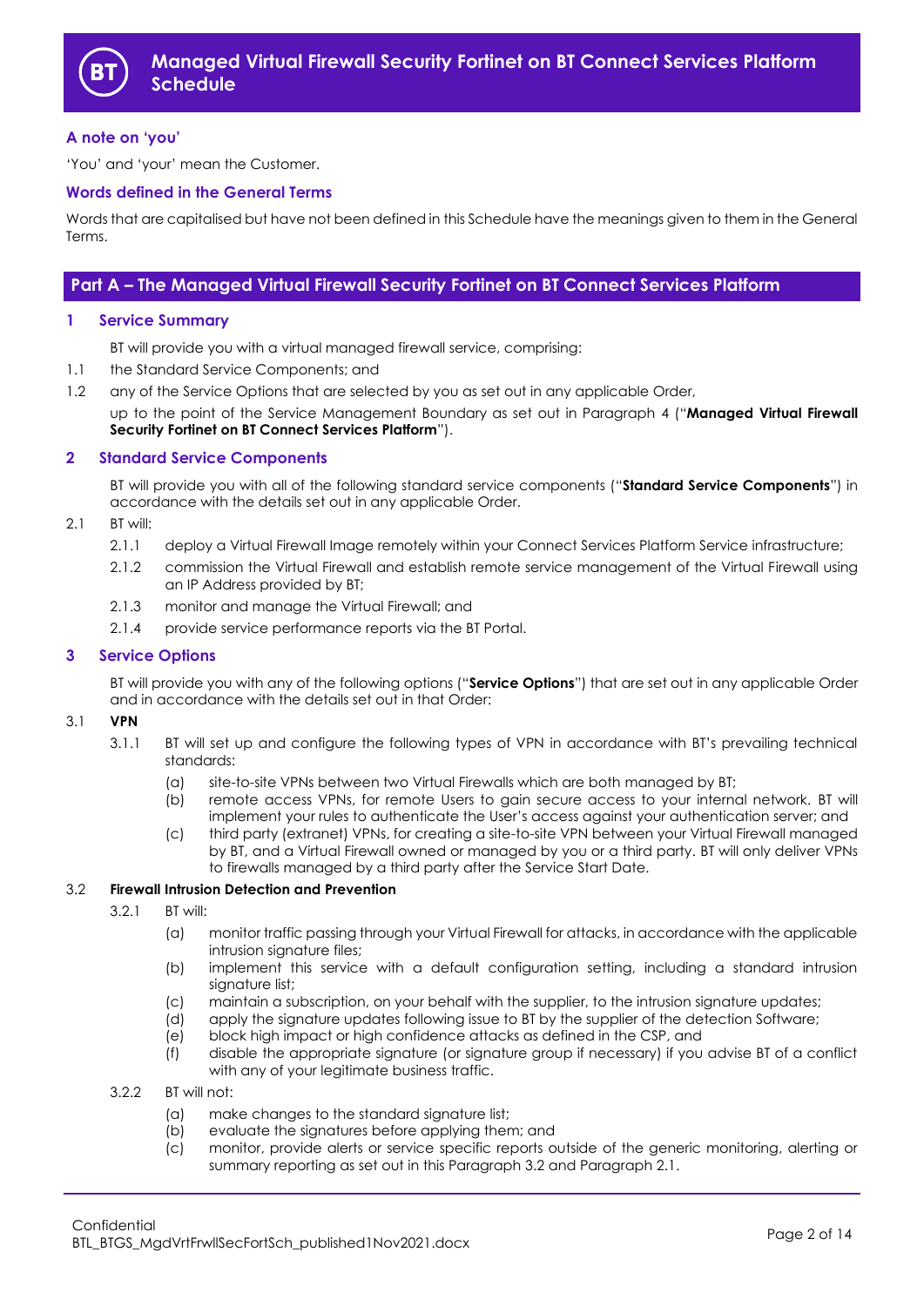# Managed Virtual Firewall Security Fortinet on BT Connect Services Platform Schedule

### A note on 'you'

'You' and 'your' mean the Customer.

### Words defined in the General Terms

Words that are capitalised but have not been defined in this Schedule have the meanings given to them in the General Terms.

## Part A – The Managed Virtual Firewall Security Fortinet on BT Connect Services Platform

### 1 Service Summary

BT will provide you with a virtual managed firewall service, comprising:

1.1 the Standard Service Components; and

1.2 any of the Service Options that are selected by you as set out in any applicable Order,

up to the point of the Service Management Boundary as set out in Paragraph 4 ("**Managed Virtual Firewall Security Fortinet on BT Connect Services Platform**").

### 2 Standard Service Components

BT will provide you with all of the following standard service components ("**Standard Service Components**") in accordance with the details set out in any applicable Order.

2.1 BT will:

2.1.1 deploy a Virtual Firewall Image remotely within your Connect Services Platform Service infrastructure;

2.1.2 commission the Virtual Firewall and establish remote service management of the Virtual Firewall using an IP Address provided by BT;

2.1.3 monitor and manage the Virtual Firewall; and

2.1.4 provide service performance reports via the BT Portal.

### 3 Service Options

BT will provide you with any of the following options ("**Service Options**") that are set out in any applicable Order and in accordance with the details set out in that Order:

3.1 **VPN**

3.1.1 BT will set up and configure the following types of VPN in accordance with BT's prevailing technical standards:

(a) site-to-site VPNs between two Virtual Firewalls which are both managed by BT;

(b) remote access VPNs, for remote Users to gain secure access to your internal network. BT will implement your rules to authenticate the User's access against your authentication server; and

(c) third party (extranet) VPNs, for creating a site-to-site VPN between your Virtual Firewall managed by BT, and a Virtual Firewall owned or managed by you or a third party. BT will only deliver VPNs to firewalls managed by a third party after the Service Start Date.

3.2 **Firewall Intrusion Detection and Prevention**

3.2.1 BT will:

(a) monitor traffic passing through your Virtual Firewall for attacks, in accordance with the applicable intrusion signature files;

(b) implement this service with a default configuration setting, including a standard intrusion signature list;

(c) maintain a subscription, on your behalf with the supplier, to the intrusion signature updates;

(d) apply the signature updates following issue to BT by the supplier of the detection Software;

(e) block high impact or high confidence attacks as defined in the CSP, and

(f) disable the appropriate signature (or signature group if necessary) if you advise BT of a conflict with any of your legitimate business traffic.

3.2.2 BT will not:

(a) make changes to the standard signature list;

(b) evaluate the signatures before applying them; and

(c) monitor, provide alerts or service specific reports outside of the generic monitoring, alerting or summary reporting as set out in this Paragraph 3.2 and Paragraph 2.1.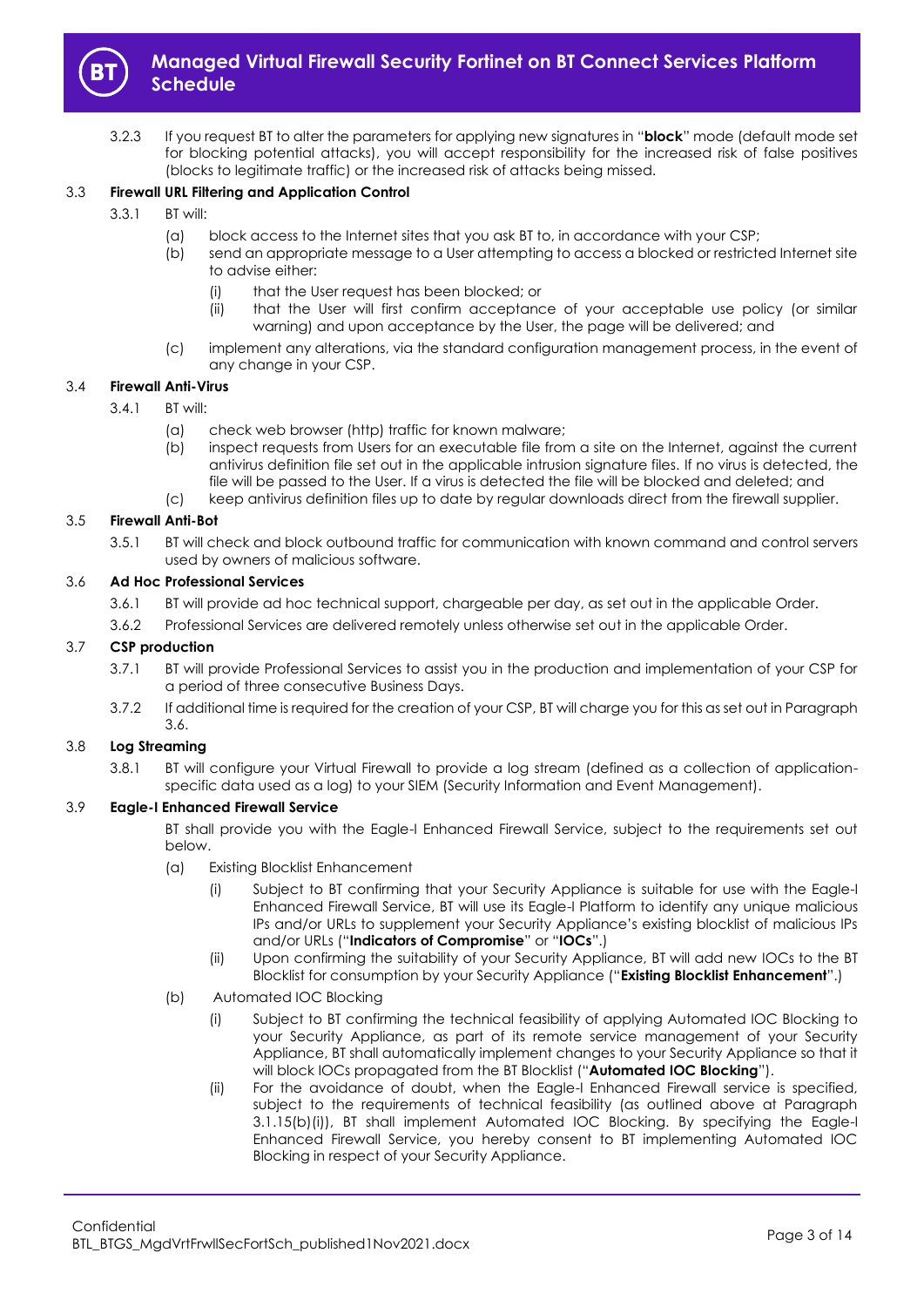3.2.3 If you request BT to alter the parameters for applying new signatures in "**block**" mode (default mode set for blocking potential attacks), you will accept responsibility for the increased risk of false positives (blocks to legitimate traffic) or the increased risk of attacks being missed.

### 3.3 Firewall URL Filtering and Application Control

3.3.1 BT will:

(a) block access to the Internet sites that you ask BT to, in accordance with your CSP;

(b) send an appropriate message to a User attempting to access a blocked or restricted Internet site to advise either:

(i) that the User request has been blocked; or

(ii) that the User will first confirm acceptance of your acceptable use policy (or similar warning) and upon acceptance by the User, the page will be delivered; and

(c) implement any alterations, via the standard configuration management process, in the event of any change in your CSP.

### 3.4 Firewall Anti-Virus

3.4.1 BT will:

(a) check web browser (http) traffic for known malware;

(b) inspect requests from Users for an executable file from a site on the Internet, against the current antivirus definition file set out in the applicable intrusion signature files. If no virus is detected, the file will be passed to the User. If a virus is detected the file will be blocked and deleted; and

(c) keep antivirus definition files up to date by regular downloads direct from the firewall supplier.

### 3.5 Firewall Anti-Bot

3.5.1 BT will check and block outbound traffic for communication with known command and control servers used by owners of malicious software.

### 3.6 Ad Hoc Professional Services

3.6.1 BT will provide ad hoc technical support, chargeable per day, as set out in the applicable Order.

3.6.2 Professional Services are delivered remotely unless otherwise set out in the applicable Order.

### 3.7 CSP production

3.7.1 BT will provide Professional Services to assist you in the production and implementation of your CSP for a period of three consecutive Business Days.

3.7.2 If additional time is required for the creation of your CSP, BT will charge you for this as set out in Paragraph 3.6.

### 3.8 Log Streaming

3.8.1 BT will configure your Virtual Firewall to provide a log stream (defined as a collection of application-specific data used as a log) to your SIEM (Security Information and Event Management).

### 3.9 Eagle-I Enhanced Firewall Service

BT shall provide you with the Eagle-I Enhanced Firewall Service, subject to the requirements set out below.

(a) Existing Blocklist Enhancement

(i) Subject to BT confirming that your Security Appliance is suitable for use with the Eagle-I Enhanced Firewall Service, BT will use its Eagle-I Platform to identify any unique malicious IPs and/or URLs to supplement your Security Appliance's existing blocklist of malicious IPs and/or URLs ("**Indicators of Compromise**" or "**IOCs**".)

(ii) Upon confirming the suitability of your Security Appliance, BT will add new IOCs to the BT Blocklist for consumption by your Security Appliance ("**Existing Blocklist Enhancement**".)

(b) Automated IOC Blocking

(i) Subject to BT confirming the technical feasibility of applying Automated IOC Blocking to your Security Appliance, as part of its remote service management of your Security Appliance, BT shall automatically implement changes to your Security Appliance so that it will block IOCs propagated from the BT Blocklist ("**Automated IOC Blocking**").

(ii) For the avoidance of doubt, when the Eagle-I Enhanced Firewall service is specified, subject to the requirements of technical feasibility (as outlined above at Paragraph 3.1.15(b)(i)), BT shall implement Automated IOC Blocking. By specifying the Eagle-I Enhanced Firewall Service, you hereby consent to BT implementing Automated IOC Blocking in respect of your Security Appliance.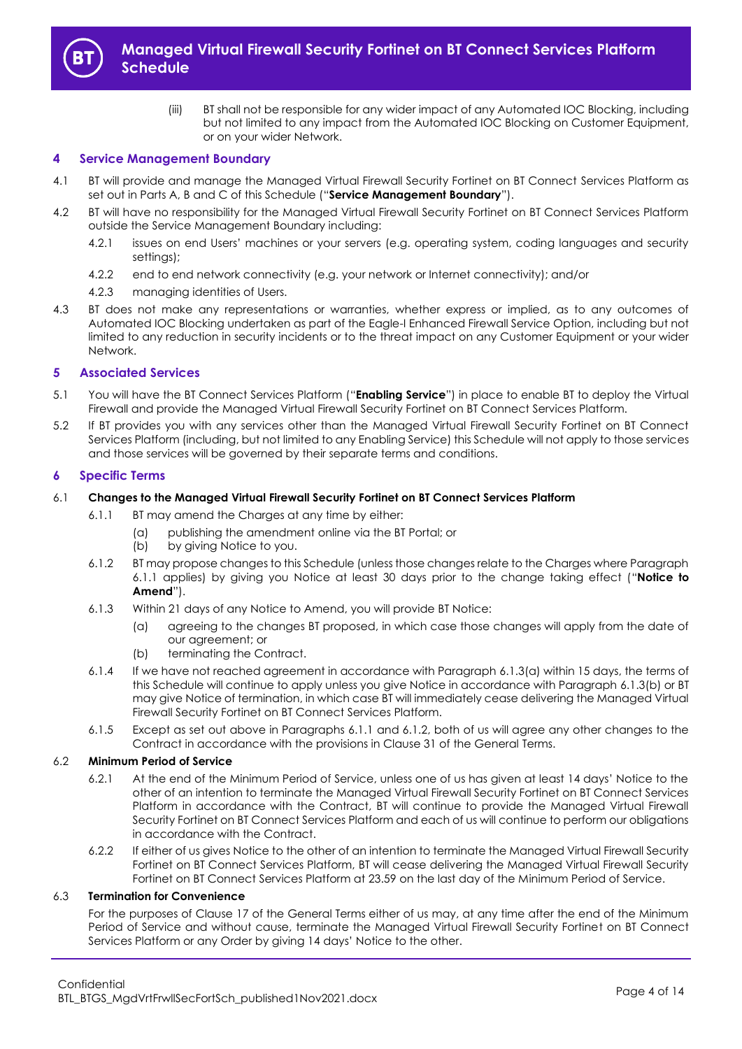(iii) BT shall not be responsible for any wider impact of any Automated IOC Blocking, including but not limited to any impact from the Automated IOC Blocking on Customer Equipment, or on your wider Network.

## 4 Service Management Boundary

4.1 BT will provide and manage the Managed Virtual Firewall Security Fortinet on BT Connect Services Platform as set out in Parts A, B and C of this Schedule ("**Service Management Boundary**").

4.2 BT will have no responsibility for the Managed Virtual Firewall Security Fortinet on BT Connect Services Platform outside the Service Management Boundary including:

4.2.1 issues on end Users' machines or your servers (e.g. operating system, coding languages and security settings);

4.2.2 end to end network connectivity (e.g. your network or Internet connectivity); and/or

4.2.3 managing identities of Users.

4.3 BT does not make any representations or warranties, whether express or implied, as to any outcomes of Automated IOC Blocking undertaken as part of the Eagle-I Enhanced Firewall Service Option, including but not limited to any reduction in security incidents or to the threat impact on any Customer Equipment or your wider Network.

## 5 Associated Services

5.1 You will have the BT Connect Services Platform ("**Enabling Service**") in place to enable BT to deploy the Virtual Firewall and provide the Managed Virtual Firewall Security Fortinet on BT Connect Services Platform.

5.2 If BT provides you with any services other than the Managed Virtual Firewall Security Fortinet on BT Connect Services Platform (including, but not limited to any Enabling Service) this Schedule will not apply to those services and those services will be governed by their separate terms and conditions.

## 6 Specific Terms

### 6.1 Changes to the Managed Virtual Firewall Security Fortinet on BT Connect Services Platform

6.1.1 BT may amend the Charges at any time by either:

(a) publishing the amendment online via the BT Portal; or

(b) by giving Notice to you.

6.1.2 BT may propose changes to this Schedule (unless those changes relate to the Charges where Paragraph 6.1.1 applies) by giving you Notice at least 30 days prior to the change taking effect ("**Notice to Amend**").

6.1.3 Within 21 days of any Notice to Amend, you will provide BT Notice:

(a) agreeing to the changes BT proposed, in which case those changes will apply from the date of our agreement; or

(b) terminating the Contract.

6.1.4 If we have not reached agreement in accordance with Paragraph 6.1.3(a) within 15 days, the terms of this Schedule will continue to apply unless you give Notice in accordance with Paragraph 6.1.3(b) or BT may give Notice of termination, in which case BT will immediately cease delivering the Managed Virtual Firewall Security Fortinet on BT Connect Services Platform.

6.1.5 Except as set out above in Paragraphs 6.1.1 and 6.1.2, both of us will agree any other changes to the Contract in accordance with the provisions in Clause 31 of the General Terms.

### 6.2 Minimum Period of Service

6.2.1 At the end of the Minimum Period of Service, unless one of us has given at least 14 days' Notice to the other of an intention to terminate the Managed Virtual Firewall Security Fortinet on BT Connect Services Platform in accordance with the Contract, BT will continue to provide the Managed Virtual Firewall Security Fortinet on BT Connect Services Platform and each of us will continue to perform our obligations in accordance with the Contract.

6.2.2 If either of us gives Notice to the other of an intention to terminate the Managed Virtual Firewall Security Fortinet on BT Connect Services Platform, BT will cease delivering the Managed Virtual Firewall Security Fortinet on BT Connect Services Platform at 23.59 on the last day of the Minimum Period of Service.

### 6.3 Termination for Convenience

For the purposes of Clause 17 of the General Terms either of us may, at any time after the end of the Minimum Period of Service and without cause, terminate the Managed Virtual Firewall Security Fortinet on BT Connect Services Platform or any Order by giving 14 days' Notice to the other.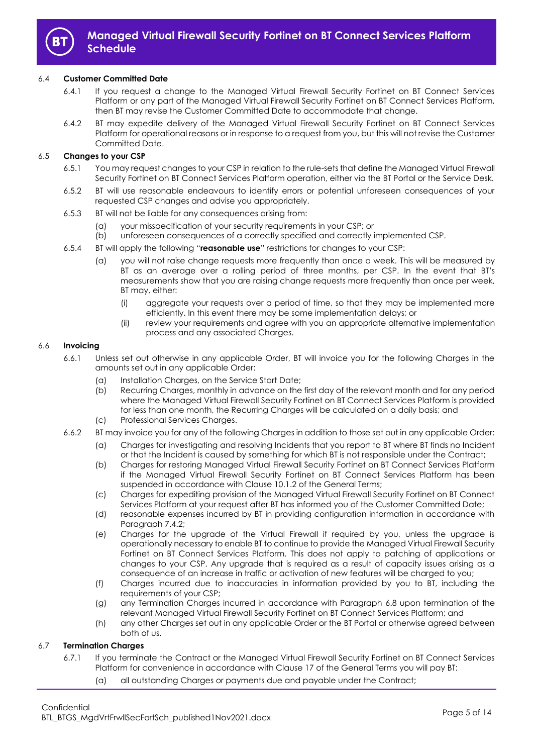### 6.4 Customer Committed Date

6.4.1 If you request a change to the Managed Virtual Firewall Security Fortinet on BT Connect Services Platform or any part of the Managed Virtual Firewall Security Fortinet on BT Connect Services Platform, then BT may revise the Customer Committed Date to accommodate that change.

6.4.2 BT may expedite delivery of the Managed Virtual Firewall Security Fortinet on BT Connect Services Platform for operational reasons or in response to a request from you, but this will not revise the Customer Committed Date.

### 6.5 Changes to your CSP

6.5.1 You may request changes to your CSP in relation to the rule-sets that define the Managed Virtual Firewall Security Fortinet on BT Connect Services Platform operation, either via the BT Portal or the Service Desk.

6.5.2 BT will use reasonable endeavours to identify errors or potential unforeseen consequences of your requested CSP changes and advise you appropriately.

6.5.3 BT will not be liable for any consequences arising from:

(a) your misspecification of your security requirements in your CSP; or
(b) unforeseen consequences of a correctly specified and correctly implemented CSP.

6.5.4 BT will apply the following "**reasonable use**" restrictions for changes to your CSP:

(a) you will not raise change requests more frequently than once a week. This will be measured by BT as an average over a rolling period of three months, per CSP. In the event that BT's measurements show that you are raising change requests more frequently than once per week, BT may, either:

(i) aggregate your requests over a period of time, so that they may be implemented more efficiently. In this event there may be some implementation delays; or
(ii) review your requirements and agree with you an appropriate alternative implementation process and any associated Charges.

### 6.6 Invoicing

6.6.1 Unless set out otherwise in any applicable Order, BT will invoice you for the following Charges in the amounts set out in any applicable Order:

(a) Installation Charges, on the Service Start Date;
(b) Recurring Charges, monthly in advance on the first day of the relevant month and for any period where the Managed Virtual Firewall Security Fortinet on BT Connect Services Platform is provided for less than one month, the Recurring Charges will be calculated on a daily basis; and
(c) Professional Services Charges.

6.6.2 BT may invoice you for any of the following Charges in addition to those set out in any applicable Order:

(a) Charges for investigating and resolving Incidents that you report to BT where BT finds no Incident or that the Incident is caused by something for which BT is not responsible under the Contract;
(b) Charges for restoring Managed Virtual Firewall Security Fortinet on BT Connect Services Platform if the Managed Virtual Firewall Security Fortinet on BT Connect Services Platform has been suspended in accordance with Clause 10.1.2 of the General Terms;
(c) Charges for expediting provision of the Managed Virtual Firewall Security Fortinet on BT Connect Services Platform at your request after BT has informed you of the Customer Committed Date;
(d) reasonable expenses incurred by BT in providing configuration information in accordance with Paragraph 7.4.2;
(e) Charges for the upgrade of the Virtual Firewall if required by you, unless the upgrade is operationally necessary to enable BT to continue to provide the Managed Virtual Firewall Security Fortinet on BT Connect Services Platform. This does not apply to patching of applications or changes to your CSP. Any upgrade that is required as a result of capacity issues arising as a consequence of an increase in traffic or activation of new features will be charged to you;
(f) Charges incurred due to inaccuracies in information provided by you to BT, including the requirements of your CSP;
(g) any Termination Charges incurred in accordance with Paragraph 6.8 upon termination of the relevant Managed Virtual Firewall Security Fortinet on BT Connect Services Platform; and
(h) any other Charges set out in any applicable Order or the BT Portal or otherwise agreed between both of us.

### 6.7 Termination Charges

6.7.1 If you terminate the Contract or the Managed Virtual Firewall Security Fortinet on BT Connect Services Platform for convenience in accordance with Clause 17 of the General Terms you will pay BT:

(a) all outstanding Charges or payments due and payable under the Contract;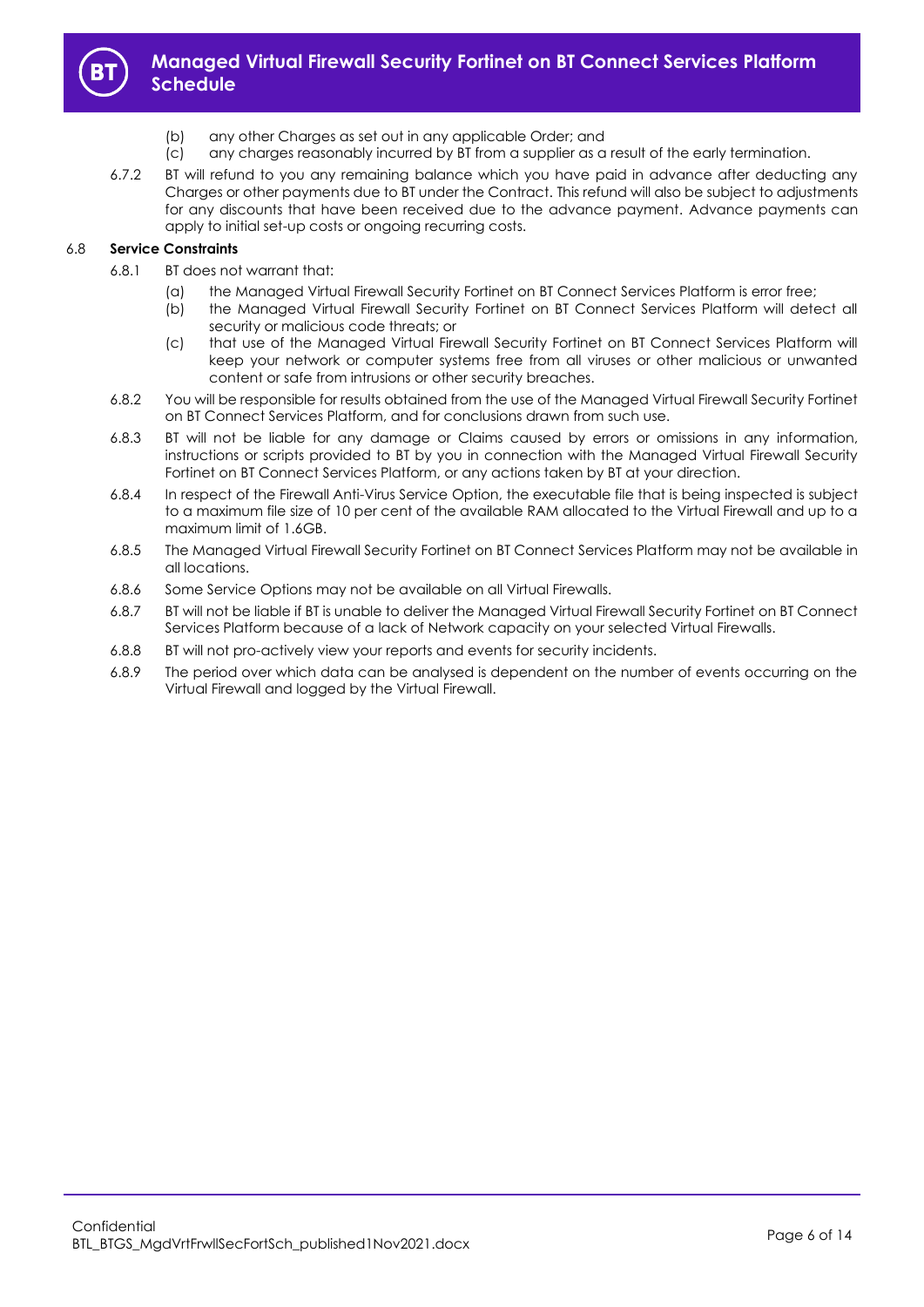(b) any other Charges as set out in any applicable Order; and

(c) any charges reasonably incurred by BT from a supplier as a result of the early termination.

6.7.2 BT will refund to you any remaining balance which you have paid in advance after deducting any Charges or other payments due to BT under the Contract. This refund will also be subject to adjustments for any discounts that have been received due to the advance payment. Advance payments can apply to initial set-up costs or ongoing recurring costs.

6.8 **Service Constraints**

6.8.1 BT does not warrant that:

(a) the Managed Virtual Firewall Security Fortinet on BT Connect Services Platform is error free;

(b) the Managed Virtual Firewall Security Fortinet on BT Connect Services Platform will detect all security or malicious code threats; or

(c) that use of the Managed Virtual Firewall Security Fortinet on BT Connect Services Platform will keep your network or computer systems free from all viruses or other malicious or unwanted content or safe from intrusions or other security breaches.

6.8.2 You will be responsible for results obtained from the use of the Managed Virtual Firewall Security Fortinet on BT Connect Services Platform, and for conclusions drawn from such use.

6.8.3 BT will not be liable for any damage or Claims caused by errors or omissions in any information, instructions or scripts provided to BT by you in connection with the Managed Virtual Firewall Security Fortinet on BT Connect Services Platform, or any actions taken by BT at your direction.

6.8.4 In respect of the Firewall Anti-Virus Service Option, the executable file that is being inspected is subject to a maximum file size of 10 per cent of the available RAM allocated to the Virtual Firewall and up to a maximum limit of 1.6GB.

6.8.5 The Managed Virtual Firewall Security Fortinet on BT Connect Services Platform may not be available in all locations.

6.8.6 Some Service Options may not be available on all Virtual Firewalls.

6.8.7 BT will not be liable if BT is unable to deliver the Managed Virtual Firewall Security Fortinet on BT Connect Services Platform because of a lack of Network capacity on your selected Virtual Firewalls.

6.8.8 BT will not pro-actively view your reports and events for security incidents.

6.8.9 The period over which data can be analysed is dependent on the number of events occurring on the Virtual Firewall and logged by the Virtual Firewall.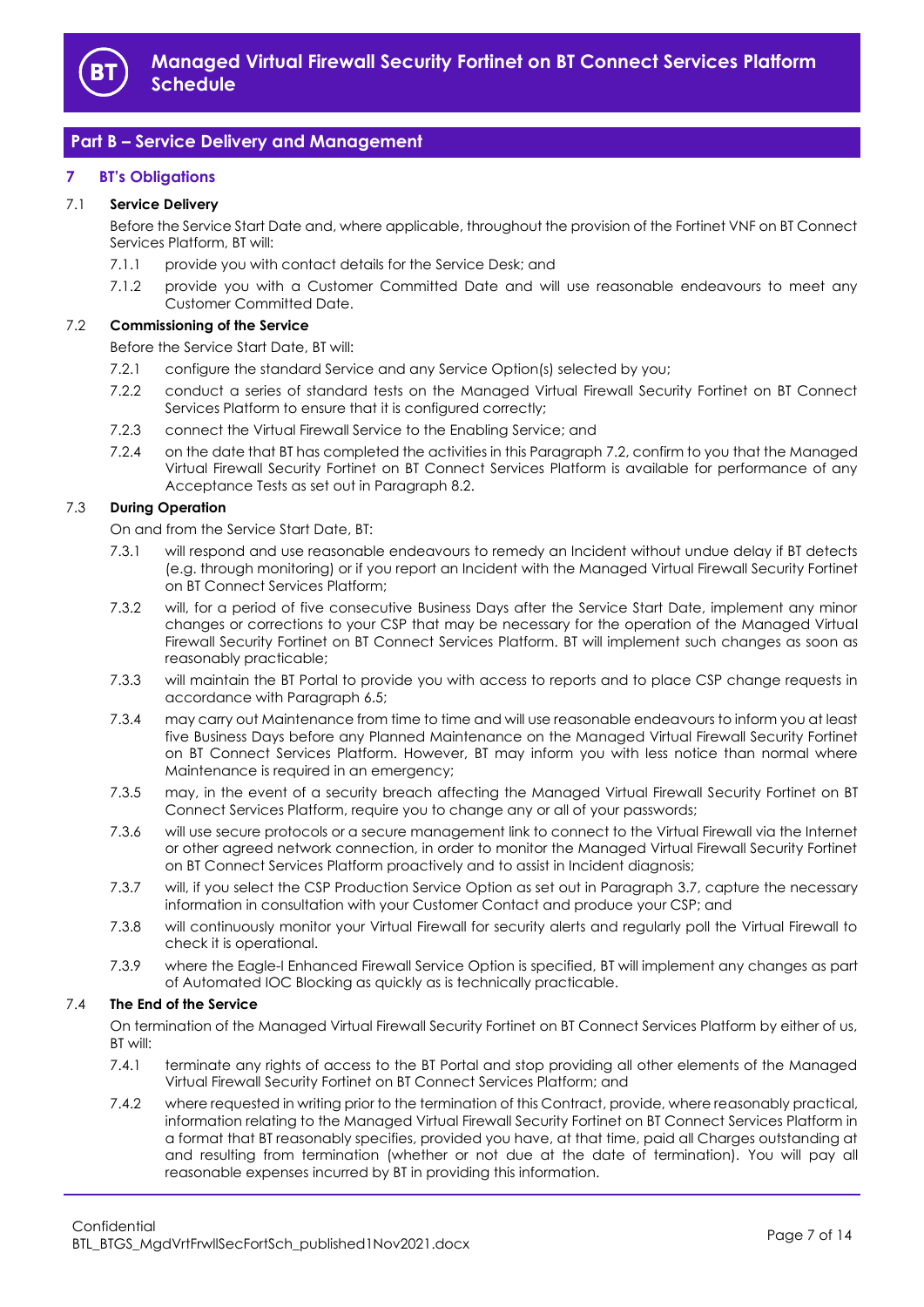## Part B – Service Delivery and Management

### 7 BT's Obligations

#### 7.1 Service Delivery

Before the Service Start Date and, where applicable, throughout the provision of the Fortinet VNF on BT Connect Services Platform, BT will:

7.1.1 provide you with contact details for the Service Desk; and

7.1.2 provide you with a Customer Committed Date and will use reasonable endeavours to meet any Customer Committed Date.

#### 7.2 Commissioning of the Service

Before the Service Start Date, BT will:

7.2.1 configure the standard Service and any Service Option(s) selected by you;

7.2.2 conduct a series of standard tests on the Managed Virtual Firewall Security Fortinet on BT Connect Services Platform to ensure that it is configured correctly;

7.2.3 connect the Virtual Firewall Service to the Enabling Service; and

7.2.4 on the date that BT has completed the activities in this Paragraph 7.2, confirm to you that the Managed Virtual Firewall Security Fortinet on BT Connect Services Platform is available for performance of any Acceptance Tests as set out in Paragraph 8.2.

#### 7.3 During Operation

On and from the Service Start Date, BT:

7.3.1 will respond and use reasonable endeavours to remedy an Incident without undue delay if BT detects (e.g. through monitoring) or if you report an Incident with the Managed Virtual Firewall Security Fortinet on BT Connect Services Platform;

7.3.2 will, for a period of five consecutive Business Days after the Service Start Date, implement any minor changes or corrections to your CSP that may be necessary for the operation of the Managed Virtual Firewall Security Fortinet on BT Connect Services Platform. BT will implement such changes as soon as reasonably practicable;

7.3.3 will maintain the BT Portal to provide you with access to reports and to place CSP change requests in accordance with Paragraph 6.5;

7.3.4 may carry out Maintenance from time to time and will use reasonable endeavours to inform you at least five Business Days before any Planned Maintenance on the Managed Virtual Firewall Security Fortinet on BT Connect Services Platform. However, BT may inform you with less notice than normal where Maintenance is required in an emergency;

7.3.5 may, in the event of a security breach affecting the Managed Virtual Firewall Security Fortinet on BT Connect Services Platform, require you to change any or all of your passwords;

7.3.6 will use secure protocols or a secure management link to connect to the Virtual Firewall via the Internet or other agreed network connection, in order to monitor the Managed Virtual Firewall Security Fortinet on BT Connect Services Platform proactively and to assist in Incident diagnosis;

7.3.7 will, if you select the CSP Production Service Option as set out in Paragraph 3.7, capture the necessary information in consultation with your Customer Contact and produce your CSP; and

7.3.8 will continuously monitor your Virtual Firewall for security alerts and regularly poll the Virtual Firewall to check it is operational.

7.3.9 where the Eagle-I Enhanced Firewall Service Option is specified, BT will implement any changes as part of Automated IOC Blocking as quickly as is technically practicable.

#### 7.4 The End of the Service

On termination of the Managed Virtual Firewall Security Fortinet on BT Connect Services Platform by either of us, BT will:

7.4.1 terminate any rights of access to the BT Portal and stop providing all other elements of the Managed Virtual Firewall Security Fortinet on BT Connect Services Platform; and

7.4.2 where requested in writing prior to the termination of this Contract, provide, where reasonably practical, information relating to the Managed Virtual Firewall Security Fortinet on BT Connect Services Platform in a format that BT reasonably specifies, provided you have, at that time, paid all Charges outstanding at and resulting from termination (whether or not due at the date of termination). You will pay all reasonable expenses incurred by BT in providing this information.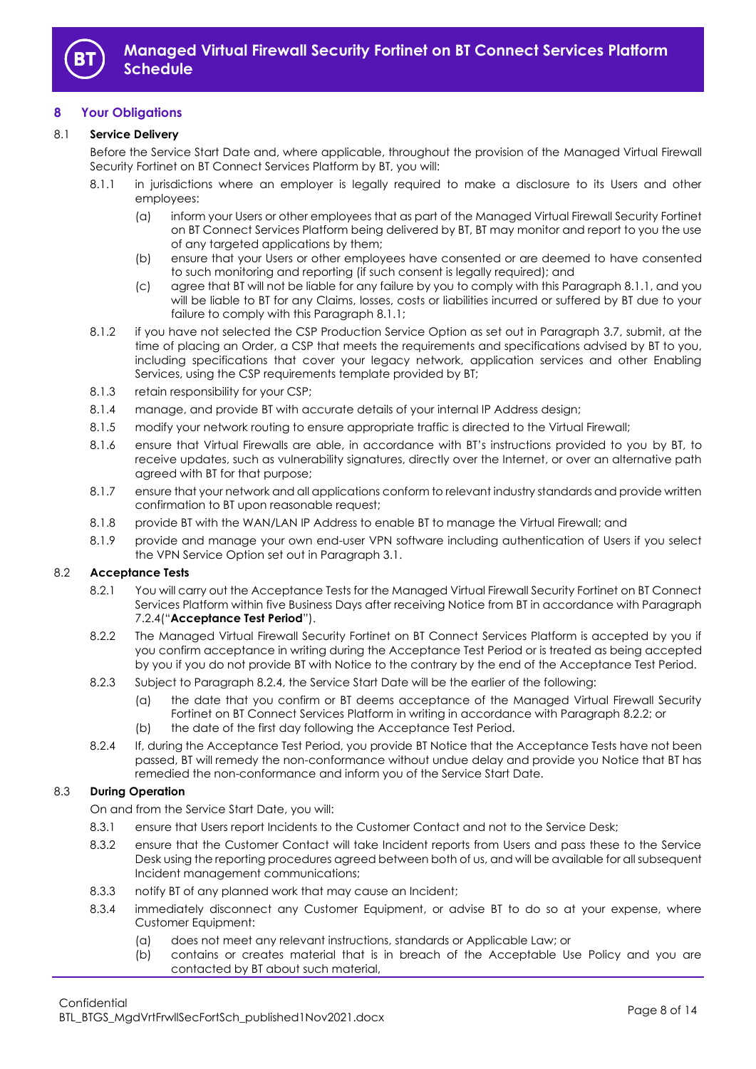## 8 Your Obligations

### 8.1 Service Delivery

Before the Service Start Date and, where applicable, throughout the provision of the Managed Virtual Firewall Security Fortinet on BT Connect Services Platform by BT, you will:

8.1.1 in jurisdictions where an employer is legally required to make a disclosure to its Users and other employees:

(a) inform your Users or other employees that as part of the Managed Virtual Firewall Security Fortinet on BT Connect Services Platform being delivered by BT, BT may monitor and report to you the use of any targeted applications by them;

(b) ensure that your Users or other employees have consented or are deemed to have consented to such monitoring and reporting (if such consent is legally required); and

(c) agree that BT will not be liable for any failure by you to comply with this Paragraph 8.1.1, and you will be liable to BT for any Claims, losses, costs or liabilities incurred or suffered by BT due to your failure to comply with this Paragraph 8.1.1;

8.1.2 if you have not selected the CSP Production Service Option as set out in Paragraph 3.7, submit, at the time of placing an Order, a CSP that meets the requirements and specifications advised by BT to you, including specifications that cover your legacy network, application services and other Enabling Services, using the CSP requirements template provided by BT;

8.1.3 retain responsibility for your CSP;

8.1.4 manage, and provide BT with accurate details of your internal IP Address design;

8.1.5 modify your network routing to ensure appropriate traffic is directed to the Virtual Firewall;

8.1.6 ensure that Virtual Firewalls are able, in accordance with BT's instructions provided to you by BT, to receive updates, such as vulnerability signatures, directly over the Internet, or over an alternative path agreed with BT for that purpose;

8.1.7 ensure that your network and all applications conform to relevant industry standards and provide written confirmation to BT upon reasonable request;

8.1.8 provide BT with the WAN/LAN IP Address to enable BT to manage the Virtual Firewall; and

8.1.9 provide and manage your own end-user VPN software including authentication of Users if you select the VPN Service Option set out in Paragraph 3.1.

### 8.2 Acceptance Tests

8.2.1 You will carry out the Acceptance Tests for the Managed Virtual Firewall Security Fortinet on BT Connect Services Platform within five Business Days after receiving Notice from BT in accordance with Paragraph 7.2.4("**Acceptance Test Period**").

8.2.2 The Managed Virtual Firewall Security Fortinet on BT Connect Services Platform is accepted by you if you confirm acceptance in writing during the Acceptance Test Period or is treated as being accepted by you if you do not provide BT with Notice to the contrary by the end of the Acceptance Test Period.

8.2.3 Subject to Paragraph 8.2.4, the Service Start Date will be the earlier of the following:

(a) the date that you confirm or BT deems acceptance of the Managed Virtual Firewall Security Fortinet on BT Connect Services Platform in writing in accordance with Paragraph 8.2.2; or

(b) the date of the first day following the Acceptance Test Period.

8.2.4 If, during the Acceptance Test Period, you provide BT Notice that the Acceptance Tests have not been passed, BT will remedy the non-conformance without undue delay and provide you Notice that BT has remedied the non-conformance and inform you of the Service Start Date.

### 8.3 During Operation

On and from the Service Start Date, you will:

8.3.1 ensure that Users report Incidents to the Customer Contact and not to the Service Desk;

8.3.2 ensure that the Customer Contact will take Incident reports from Users and pass these to the Service Desk using the reporting procedures agreed between both of us, and will be available for all subsequent Incident management communications;

8.3.3 notify BT of any planned work that may cause an Incident;

8.3.4 immediately disconnect any Customer Equipment, or advise BT to do so at your expense, where Customer Equipment:

(a) does not meet any relevant instructions, standards or Applicable Law; or

(b) contains or creates material that is in breach of the Acceptable Use Policy and you are contacted by BT about such material,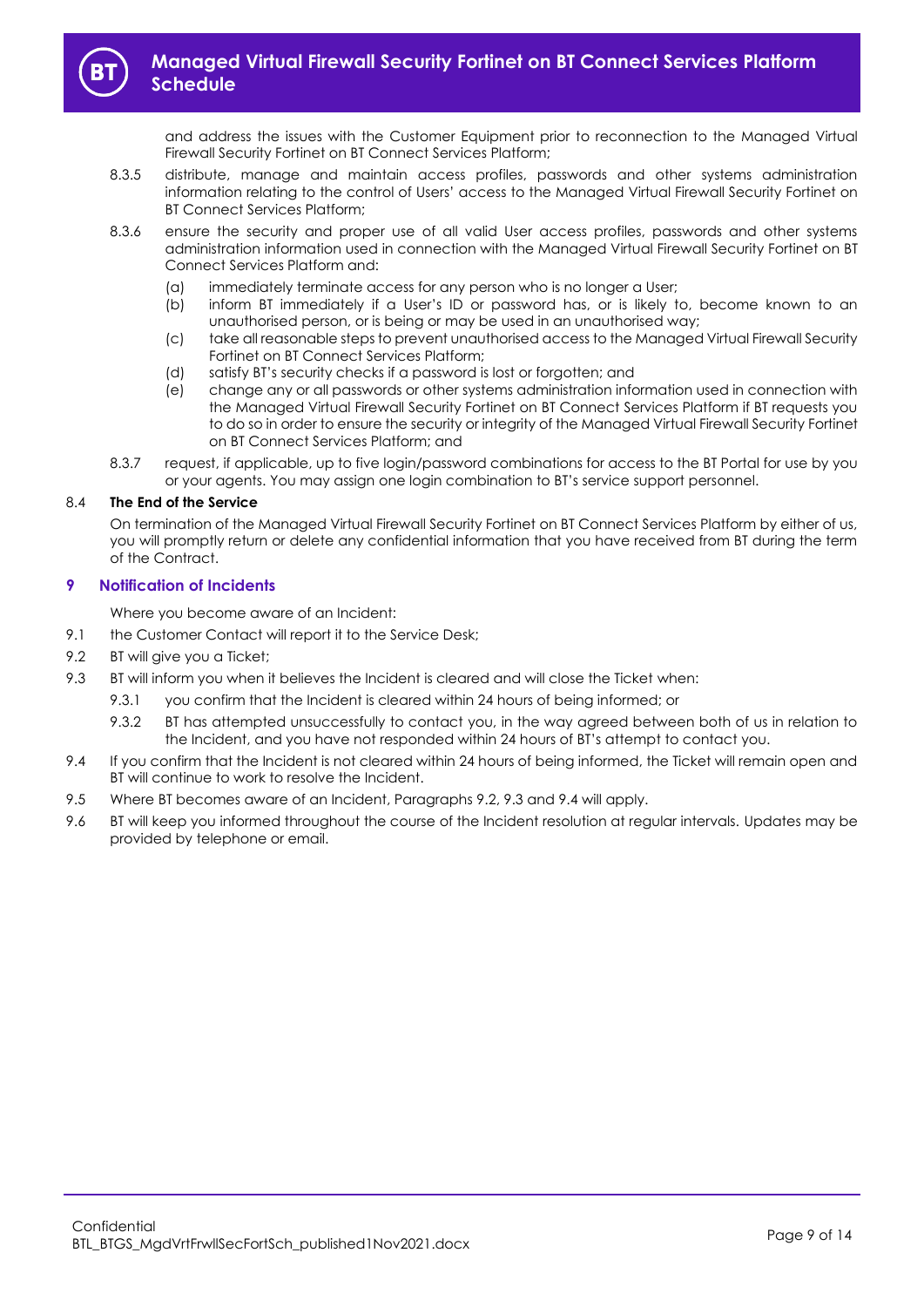and address the issues with the Customer Equipment prior to reconnection to the Managed Virtual Firewall Security Fortinet on BT Connect Services Platform;

8.3.5 distribute, manage and maintain access profiles, passwords and other systems administration information relating to the control of Users' access to the Managed Virtual Firewall Security Fortinet on BT Connect Services Platform;

8.3.6 ensure the security and proper use of all valid User access profiles, passwords and other systems administration information used in connection with the Managed Virtual Firewall Security Fortinet on BT Connect Services Platform and:

(a) immediately terminate access for any person who is no longer a User;
(b) inform BT immediately if a User's ID or password has, or is likely to, become known to an unauthorised person, or is being or may be used in an unauthorised way;
(c) take all reasonable steps to prevent unauthorised access to the Managed Virtual Firewall Security Fortinet on BT Connect Services Platform;
(d) satisfy BT's security checks if a password is lost or forgotten; and
(e) change any or all passwords or other systems administration information used in connection with the Managed Virtual Firewall Security Fortinet on BT Connect Services Platform if BT requests you to do so in order to ensure the security or integrity of the Managed Virtual Firewall Security Fortinet on BT Connect Services Platform; and

8.3.7 request, if applicable, up to five login/password combinations for access to the BT Portal for use by you or your agents. You may assign one login combination to BT's service support personnel.

8.4 **The End of the Service**

On termination of the Managed Virtual Firewall Security Fortinet on BT Connect Services Platform by either of us, you will promptly return or delete any confidential information that you have received from BT during the term of the Contract.

## 9 Notification of Incidents

Where you become aware of an Incident:

9.1 the Customer Contact will report it to the Service Desk;

9.2 BT will give you a Ticket;

9.3 BT will inform you when it believes the Incident is cleared and will close the Ticket when:

9.3.1 you confirm that the Incident is cleared within 24 hours of being informed; or

9.3.2 BT has attempted unsuccessfully to contact you, in the way agreed between both of us in relation to the Incident, and you have not responded within 24 hours of BT's attempt to contact you.

9.4 If you confirm that the Incident is not cleared within 24 hours of being informed, the Ticket will remain open and BT will continue to work to resolve the Incident.

9.5 Where BT becomes aware of an Incident, Paragraphs 9.2, 9.3 and 9.4 will apply.

9.6 BT will keep you informed throughout the course of the Incident resolution at regular intervals. Updates may be provided by telephone or email.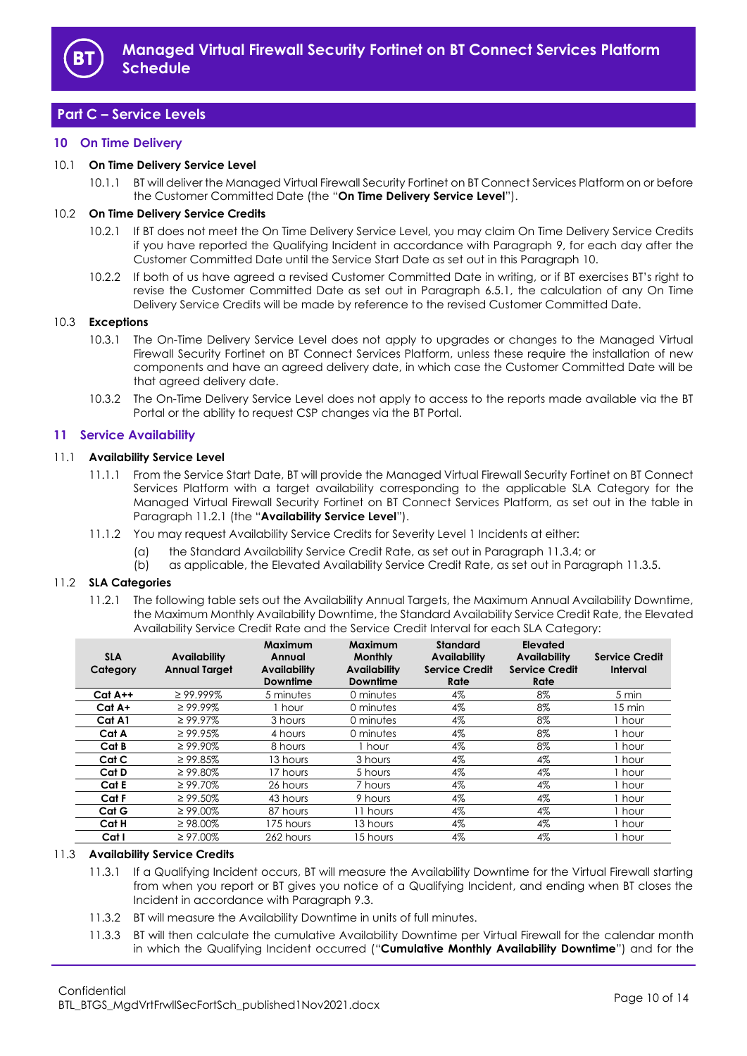## Part C – Service Levels

### 10 On Time Delivery

10.1 **On Time Delivery Service Level**

10.1.1 BT will deliver the Managed Virtual Firewall Security Fortinet on BT Connect Services Platform on or before the Customer Committed Date (the "**On Time Delivery Service Level**").

10.2 **On Time Delivery Service Credits**

10.2.1 If BT does not meet the On Time Delivery Service Level, you may claim On Time Delivery Service Credits if you have reported the Qualifying Incident in accordance with Paragraph 9, for each day after the Customer Committed Date until the Service Start Date as set out in this Paragraph 10.

10.2.2 If both of us have agreed a revised Customer Committed Date in writing, or if BT exercises BT's right to revise the Customer Committed Date as set out in Paragraph 6.5.1, the calculation of any On Time Delivery Service Credits will be made by reference to the revised Customer Committed Date.

10.3 **Exceptions**

10.3.1 The On-Time Delivery Service Level does not apply to upgrades or changes to the Managed Virtual Firewall Security Fortinet on BT Connect Services Platform, unless these require the installation of new components and have an agreed delivery date, in which case the Customer Committed Date will be that agreed delivery date.

10.3.2 The On-Time Delivery Service Level does not apply to access to the reports made available via the BT Portal or the ability to request CSP changes via the BT Portal.

### 11 Service Availability

11.1 **Availability Service Level**

11.1.1 From the Service Start Date, BT will provide the Managed Virtual Firewall Security Fortinet on BT Connect Services Platform with a target availability corresponding to the applicable SLA Category for the Managed Virtual Firewall Security Fortinet on BT Connect Services Platform, as set out in the table in Paragraph 11.2.1 (the "**Availability Service Level**").

11.1.2 You may request Availability Service Credits for Severity Level 1 Incidents at either:

(a) the Standard Availability Service Credit Rate, as set out in Paragraph 11.3.4; or

(b) as applicable, the Elevated Availability Service Credit Rate, as set out in Paragraph 11.3.5.

11.2 **SLA Categories**

11.2.1 The following table sets out the Availability Annual Targets, the Maximum Annual Availability Downtime, the Maximum Monthly Availability Downtime, the Standard Availability Service Credit Rate, the Elevated Availability Service Credit Rate and the Service Credit Interval for each SLA Category:

| SLA Category | Availability Annual Target | Maximum Annual Availability Downtime | Maximum Monthly Availability Downtime | Standard Availability Service Credit Rate | Elevated Availability Service Credit Rate | Service Credit Interval |
|---|---|---|---|---|---|---|
| **Cat A++** | ≥ 99.999% | 5 minutes | 0 minutes | 4% | 8% | 5 min |
| **Cat A+** | ≥ 99.99% | 1 hour | 0 minutes | 4% | 8% | 15 min |
| **Cat A1** | ≥ 99.97% | 3 hours | 0 minutes | 4% | 8% | 1 hour |
| **Cat A** | ≥ 99.95% | 4 hours | 0 minutes | 4% | 8% | 1 hour |
| **Cat B** | ≥ 99.90% | 8 hours | 1 hour | 4% | 8% | 1 hour |
| **Cat C** | ≥ 99.85% | 13 hours | 3 hours | 4% | 4% | 1 hour |
| **Cat D** | ≥ 99.80% | 17 hours | 5 hours | 4% | 4% | 1 hour |
| **Cat E** | ≥ 99.70% | 26 hours | 7 hours | 4% | 4% | 1 hour |
| **Cat F** | ≥ 99.50% | 43 hours | 9 hours | 4% | 4% | 1 hour |
| **Cat G** | ≥ 99.00% | 87 hours | 11 hours | 4% | 4% | 1 hour |
| **Cat H** | ≥ 98.00% | 175 hours | 13 hours | 4% | 4% | 1 hour |
| **Cat I** | ≥ 97.00% | 262 hours | 15 hours | 4% | 4% | 1 hour |

11.3 **Availability Service Credits**

11.3.1 If a Qualifying Incident occurs, BT will measure the Availability Downtime for the Virtual Firewall starting from when you report or BT gives you notice of a Qualifying Incident, and ending when BT closes the Incident in accordance with Paragraph 9.3.

11.3.2 BT will measure the Availability Downtime in units of full minutes.

11.3.3 BT will then calculate the cumulative Availability Downtime per Virtual Firewall for the calendar month in which the Qualifying Incident occurred ("**Cumulative Monthly Availability Downtime**") and for the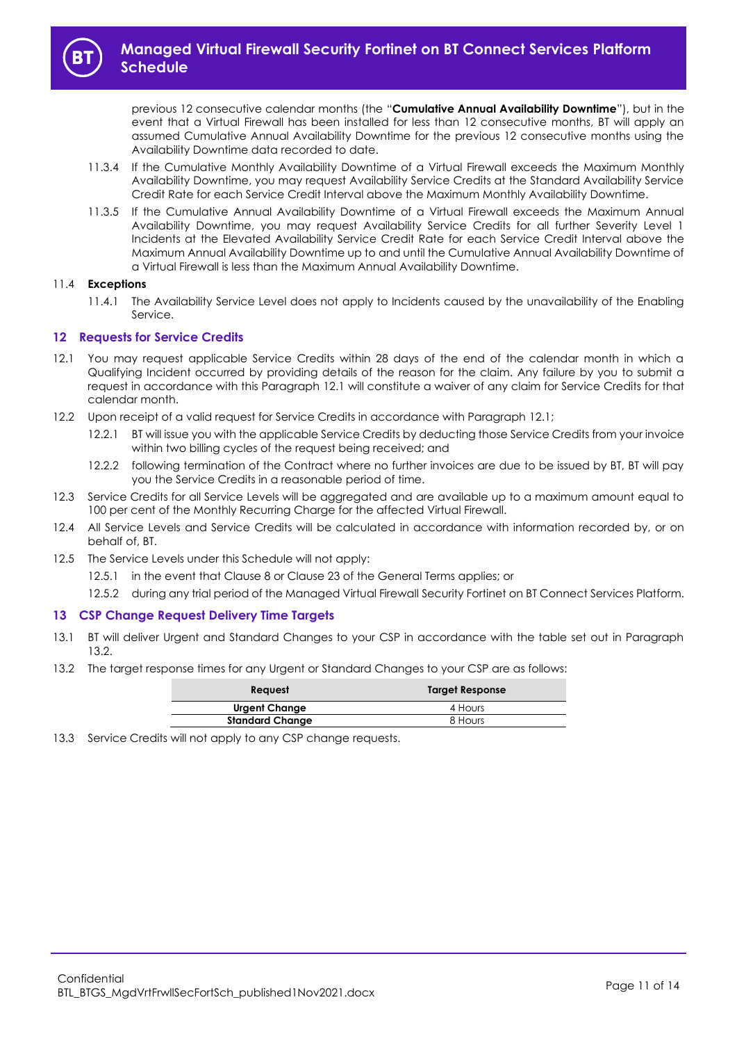previous 12 consecutive calendar months (the "**Cumulative Annual Availability Downtime**"), but in the event that a Virtual Firewall has been installed for less than 12 consecutive months, BT will apply an assumed Cumulative Annual Availability Downtime for the previous 12 consecutive months using the Availability Downtime data recorded to date.

11.3.4 If the Cumulative Monthly Availability Downtime of a Virtual Firewall exceeds the Maximum Monthly Availability Downtime, you may request Availability Service Credits at the Standard Availability Service Credit Rate for each Service Credit Interval above the Maximum Monthly Availability Downtime.

11.3.5 If the Cumulative Annual Availability Downtime of a Virtual Firewall exceeds the Maximum Annual Availability Downtime, you may request Availability Service Credits for all further Severity Level 1 Incidents at the Elevated Availability Service Credit Rate for each Service Credit Interval above the Maximum Annual Availability Downtime up to and until the Cumulative Annual Availability Downtime of a Virtual Firewall is less than the Maximum Annual Availability Downtime.

11.4 **Exceptions**

11.4.1 The Availability Service Level does not apply to Incidents caused by the unavailability of the Enabling Service.

## 12 Requests for Service Credits

12.1 You may request applicable Service Credits within 28 days of the end of the calendar month in which a Qualifying Incident occurred by providing details of the reason for the claim. Any failure by you to submit a request in accordance with this Paragraph 12.1 will constitute a waiver of any claim for Service Credits for that calendar month.

12.2 Upon receipt of a valid request for Service Credits in accordance with Paragraph 12.1;

12.2.1 BT will issue you with the applicable Service Credits by deducting those Service Credits from your invoice within two billing cycles of the request being received; and

12.2.2 following termination of the Contract where no further invoices are due to be issued by BT, BT will pay you the Service Credits in a reasonable period of time.

12.3 Service Credits for all Service Levels will be aggregated and are available up to a maximum amount equal to 100 per cent of the Monthly Recurring Charge for the affected Virtual Firewall.

12.4 All Service Levels and Service Credits will be calculated in accordance with information recorded by, or on behalf of, BT.

12.5 The Service Levels under this Schedule will not apply:

12.5.1 in the event that Clause 8 or Clause 23 of the General Terms applies; or

12.5.2 during any trial period of the Managed Virtual Firewall Security Fortinet on BT Connect Services Platform.

## 13 CSP Change Request Delivery Time Targets

13.1 BT will deliver Urgent and Standard Changes to your CSP in accordance with the table set out in Paragraph 13.2.

13.2 The target response times for any Urgent or Standard Changes to your CSP are as follows:

| Request | Target Response |
|---|---|
| **Urgent Change** | 4 Hours |
| **Standard Change** | 8 Hours |

13.3 Service Credits will not apply to any CSP change requests.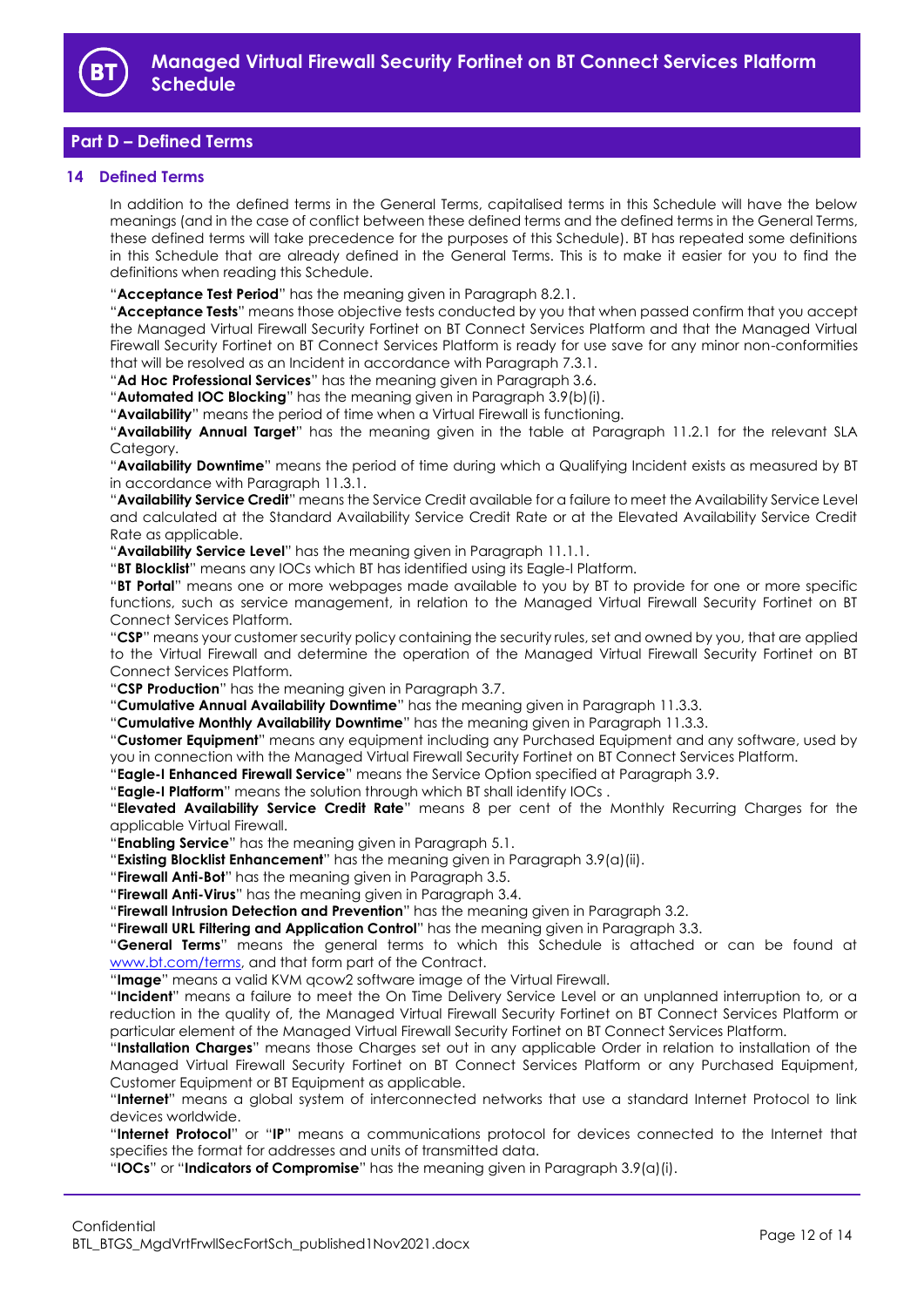## Part D – Defined Terms

### 14 Defined Terms

In addition to the defined terms in the General Terms, capitalised terms in this Schedule will have the below meanings (and in the case of conflict between these defined terms and the defined terms in the General Terms, these defined terms will take precedence for the purposes of this Schedule). BT has repeated some definitions in this Schedule that are already defined in the General Terms. This is to make it easier for you to find the definitions when reading this Schedule.

"**Acceptance Test Period**" has the meaning given in Paragraph 8.2.1.

"**Acceptance Tests**" means those objective tests conducted by you that when passed confirm that you accept the Managed Virtual Firewall Security Fortinet on BT Connect Services Platform and that the Managed Virtual Firewall Security Fortinet on BT Connect Services Platform is ready for use save for any minor non-conformities that will be resolved as an Incident in accordance with Paragraph 7.3.1.

"**Ad Hoc Professional Services**" has the meaning given in Paragraph 3.6.

"**Automated IOC Blocking**" has the meaning given in Paragraph 3.9(b)(i).

"**Availability**" means the period of time when a Virtual Firewall is functioning.

"**Availability Annual Target**" has the meaning given in the table at Paragraph 11.2.1 for the relevant SLA Category.

"**Availability Downtime**" means the period of time during which a Qualifying Incident exists as measured by BT in accordance with Paragraph 11.3.1.

"**Availability Service Credit**" means the Service Credit available for a failure to meet the Availability Service Level and calculated at the Standard Availability Service Credit Rate or at the Elevated Availability Service Credit Rate as applicable.

"**Availability Service Level**" has the meaning given in Paragraph 11.1.1.

"**BT Blocklist**" means any IOCs which BT has identified using its Eagle-I Platform.

"**BT Portal**" means one or more webpages made available to you by BT to provide for one or more specific functions, such as service management, in relation to the Managed Virtual Firewall Security Fortinet on BT Connect Services Platform.

"**CSP**" means your customer security policy containing the security rules, set and owned by you, that are applied to the Virtual Firewall and determine the operation of the Managed Virtual Firewall Security Fortinet on BT Connect Services Platform.

"**CSP Production**" has the meaning given in Paragraph 3.7.

"**Cumulative Annual Availability Downtime**" has the meaning given in Paragraph 11.3.3.

"**Cumulative Monthly Availability Downtime**" has the meaning given in Paragraph 11.3.3.

"**Customer Equipment**" means any equipment including any Purchased Equipment and any software, used by you in connection with the Managed Virtual Firewall Security Fortinet on BT Connect Services Platform.

"**Eagle-I Enhanced Firewall Service**" means the Service Option specified at Paragraph 3.9.

"**Eagle-I Platform**" means the solution through which BT shall identify IOCs .

"**Elevated Availability Service Credit Rate**" means 8 per cent of the Monthly Recurring Charges for the applicable Virtual Firewall.

"**Enabling Service**" has the meaning given in Paragraph 5.1.

"**Existing Blocklist Enhancement**" has the meaning given in Paragraph 3.9(a)(ii).

"**Firewall Anti-Bot**" has the meaning given in Paragraph 3.5.

"**Firewall Anti-Virus**" has the meaning given in Paragraph 3.4.

"**Firewall Intrusion Detection and Prevention**" has the meaning given in Paragraph 3.2.

"**Firewall URL Filtering and Application Control**" has the meaning given in Paragraph 3.3.

"**General Terms**" means the general terms to which this Schedule is attached or can be found at www.bt.com/terms, and that form part of the Contract.

"**Image**" means a valid KVM qcow2 software image of the Virtual Firewall.

"**Incident**" means a failure to meet the On Time Delivery Service Level or an unplanned interruption to, or a reduction in the quality of, the Managed Virtual Firewall Security Fortinet on BT Connect Services Platform or particular element of the Managed Virtual Firewall Security Fortinet on BT Connect Services Platform.

"**Installation Charges**" means those Charges set out in any applicable Order in relation to installation of the Managed Virtual Firewall Security Fortinet on BT Connect Services Platform or any Purchased Equipment, Customer Equipment or BT Equipment as applicable.

"**Internet**" means a global system of interconnected networks that use a standard Internet Protocol to link devices worldwide.

"**Internet Protocol**" or "**IP**" means a communications protocol for devices connected to the Internet that specifies the format for addresses and units of transmitted data.

"**IOCs**" or "**Indicators of Compromise**" has the meaning given in Paragraph 3.9(a)(i).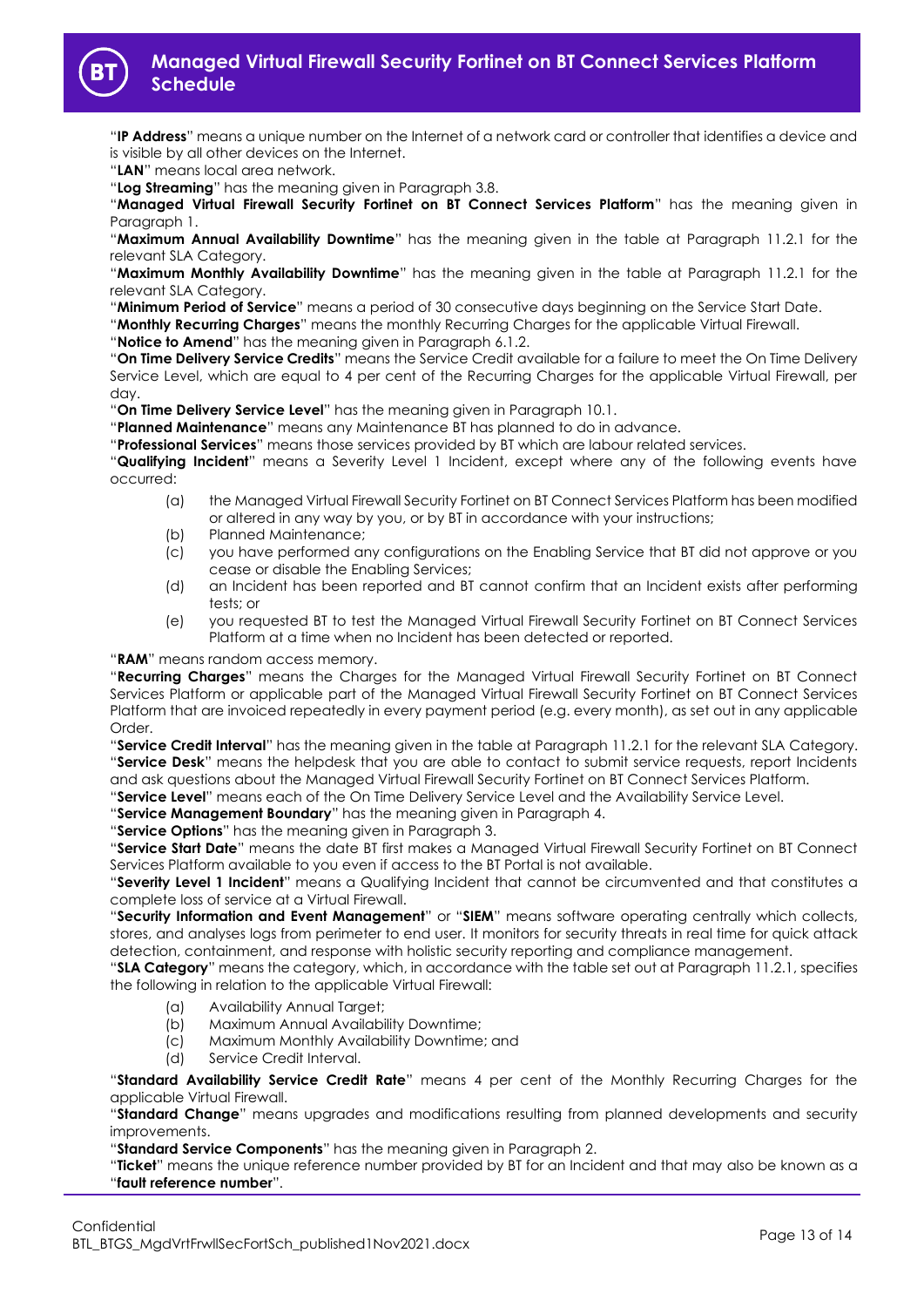"**IP Address**" means a unique number on the Internet of a network card or controller that identifies a device and is visible by all other devices on the Internet.

"**LAN**" means local area network.

"**Log Streaming**" has the meaning given in Paragraph 3.8.

"**Managed Virtual Firewall Security Fortinet on BT Connect Services Platform**" has the meaning given in Paragraph 1.

"**Maximum Annual Availability Downtime**" has the meaning given in the table at Paragraph 11.2.1 for the relevant SLA Category.

"**Maximum Monthly Availability Downtime**" has the meaning given in the table at Paragraph 11.2.1 for the relevant SLA Category.

"**Minimum Period of Service**" means a period of 30 consecutive days beginning on the Service Start Date.

"**Monthly Recurring Charges**" means the monthly Recurring Charges for the applicable Virtual Firewall.

"**Notice to Amend**" has the meaning given in Paragraph 6.1.2.

"**On Time Delivery Service Credits**" means the Service Credit available for a failure to meet the On Time Delivery Service Level, which are equal to 4 per cent of the Recurring Charges for the applicable Virtual Firewall, per day.

"**On Time Delivery Service Level**" has the meaning given in Paragraph 10.1.

"**Planned Maintenance**" means any Maintenance BT has planned to do in advance.

"**Professional Services**" means those services provided by BT which are labour related services.

"**Qualifying Incident**" means a Severity Level 1 Incident, except where any of the following events have occurred:

(a) the Managed Virtual Firewall Security Fortinet on BT Connect Services Platform has been modified or altered in any way by you, or by BT in accordance with your instructions;

(b) Planned Maintenance;

(c) you have performed any configurations on the Enabling Service that BT did not approve or you cease or disable the Enabling Services;

(d) an Incident has been reported and BT cannot confirm that an Incident exists after performing tests; or

(e) you requested BT to test the Managed Virtual Firewall Security Fortinet on BT Connect Services Platform at a time when no Incident has been detected or reported.

"**RAM**" means random access memory.

"**Recurring Charges**" means the Charges for the Managed Virtual Firewall Security Fortinet on BT Connect Services Platform or applicable part of the Managed Virtual Firewall Security Fortinet on BT Connect Services Platform that are invoiced repeatedly in every payment period (e.g. every month), as set out in any applicable Order.

"**Service Credit Interval**" has the meaning given in the table at Paragraph 11.2.1 for the relevant SLA Category.

"**Service Desk**" means the helpdesk that you are able to contact to submit service requests, report Incidents and ask questions about the Managed Virtual Firewall Security Fortinet on BT Connect Services Platform.

"**Service Level**" means each of the On Time Delivery Service Level and the Availability Service Level.

"**Service Management Boundary**" has the meaning given in Paragraph 4.

"**Service Options**" has the meaning given in Paragraph 3.

"**Service Start Date**" means the date BT first makes a Managed Virtual Firewall Security Fortinet on BT Connect Services Platform available to you even if access to the BT Portal is not available.

"**Severity Level 1 Incident**" means a Qualifying Incident that cannot be circumvented and that constitutes a complete loss of service at a Virtual Firewall.

"**Security Information and Event Management**" or "**SIEM**" means software operating centrally which collects, stores, and analyses logs from perimeter to end user. It monitors for security threats in real time for quick attack detection, containment, and response with holistic security reporting and compliance management.

"**SLA Category**" means the category, which, in accordance with the table set out at Paragraph 11.2.1, specifies the following in relation to the applicable Virtual Firewall:

(a) Availability Annual Target;

(b) Maximum Annual Availability Downtime;

(c) Maximum Monthly Availability Downtime; and

(d) Service Credit Interval.

"**Standard Availability Service Credit Rate**" means 4 per cent of the Monthly Recurring Charges for the applicable Virtual Firewall.

"**Standard Change**" means upgrades and modifications resulting from planned developments and security improvements.

"**Standard Service Components**" has the meaning given in Paragraph 2.

"**Ticket**" means the unique reference number provided by BT for an Incident and that may also be known as a "**fault reference number**".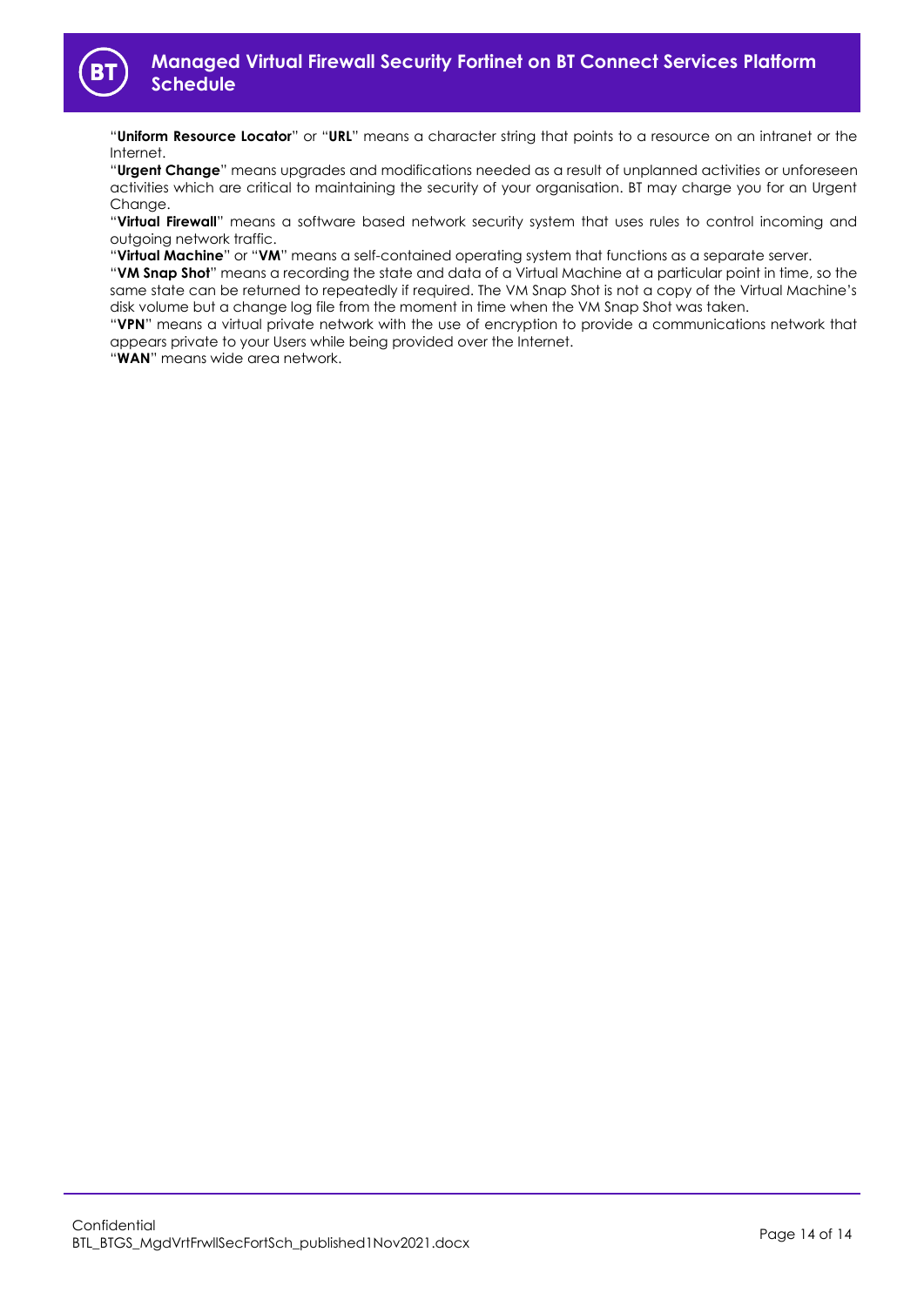"**Uniform Resource Locator**" or "**URL**" means a character string that points to a resource on an intranet or the Internet.

"**Urgent Change**" means upgrades and modifications needed as a result of unplanned activities or unforeseen activities which are critical to maintaining the security of your organisation. BT may charge you for an Urgent Change.

"**Virtual Firewall**" means a software based network security system that uses rules to control incoming and outgoing network traffic.

"**Virtual Machine**" or "**VM**" means a self-contained operating system that functions as a separate server.

"**VM Snap Shot**" means a recording the state and data of a Virtual Machine at a particular point in time, so the same state can be returned to repeatedly if required. The VM Snap Shot is not a copy of the Virtual Machine's disk volume but a change log file from the moment in time when the VM Snap Shot was taken.

"**VPN**" means a virtual private network with the use of encryption to provide a communications network that appears private to your Users while being provided over the Internet.

"**WAN**" means wide area network.